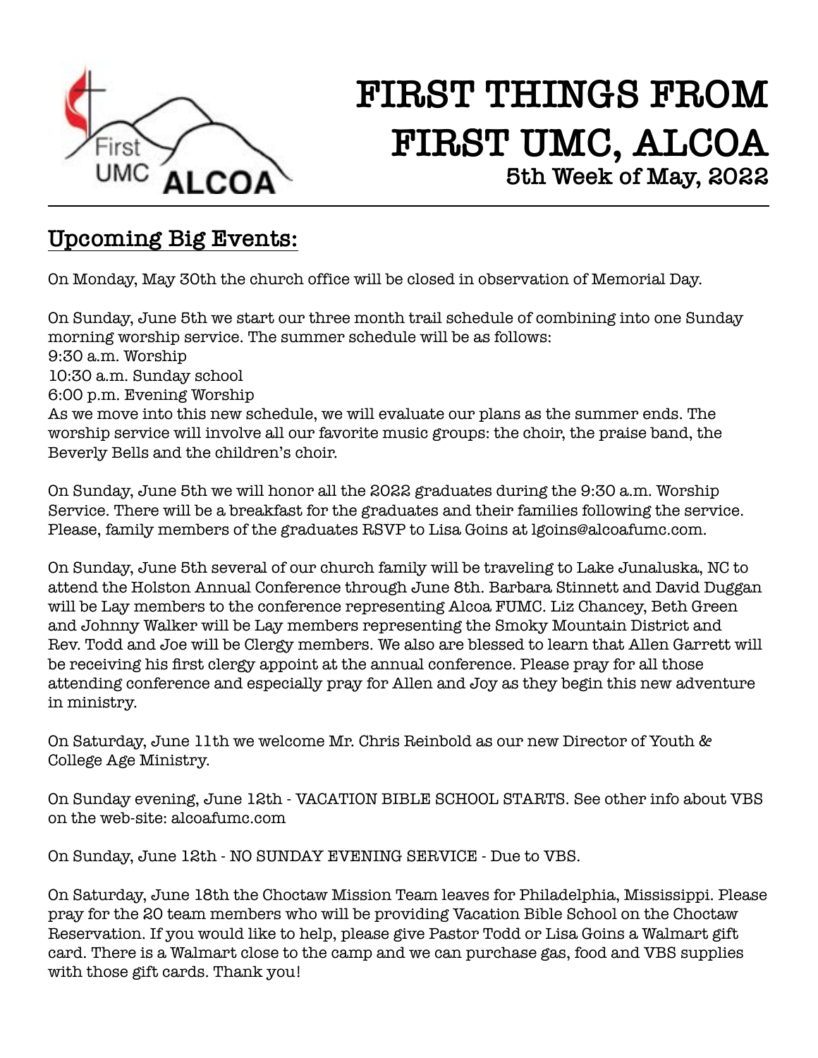# FIRST THINGS FROM FIRST UMC, ALCOA

### 5th Week of May, 2022

## Upcoming Big Events:

On Monday, May 30th the church office will be closed in observation of Memorial Day.

On Sunday, June 5th we start our three month trail schedule of combining into one Sunday morning worship service. The summer schedule will be as follows:
9:30 a.m. Worship
10:30 a.m. Sunday school
6:00 p.m. Evening Worship
As we move into this new schedule, we will evaluate our plans as the summer ends. The worship service will involve all our favorite music groups: the choir, the praise band, the Beverly Bells and the children's choir.

On Sunday, June 5th we will honor all the 2022 graduates during the 9:30 a.m. Worship Service. There will be a breakfast for the graduates and their families following the service. Please, family members of the graduates RSVP to Lisa Goins at lgoins@alcoafumc.com.

On Sunday, June 5th several of our church family will be traveling to Lake Junaluska, NC to attend the Holston Annual Conference through June 8th. Barbara Stinnett and David Duggan will be Lay members to the conference representing Alcoa FUMC. Liz Chancey, Beth Green and Johnny Walker will be Lay members representing the Smoky Mountain District and Rev. Todd and Joe will be Clergy members. We also are blessed to learn that Allen Garrett will be receiving his first clergy appoint at the annual conference. Please pray for all those attending conference and especially pray for Allen and Joy as they begin this new adventure in ministry.

On Saturday, June 11th we welcome Mr. Chris Reinbold as our new Director of Youth & College Age Ministry.

On Sunday evening, June 12th - VACATION BIBLE SCHOOL STARTS. See other info about VBS on the web-site: alcoafumc.com

On Sunday, June 12th - NO SUNDAY EVENING SERVICE - Due to VBS.

On Saturday, June 18th the Choctaw Mission Team leaves for Philadelphia, Mississippi. Please pray for the 20 team members who will be providing Vacation Bible School on the Choctaw Reservation. If you would like to help, please give Pastor Todd or Lisa Goins a Walmart gift card. There is a Walmart close to the camp and we can purchase gas, food and VBS supplies with those gift cards. Thank you!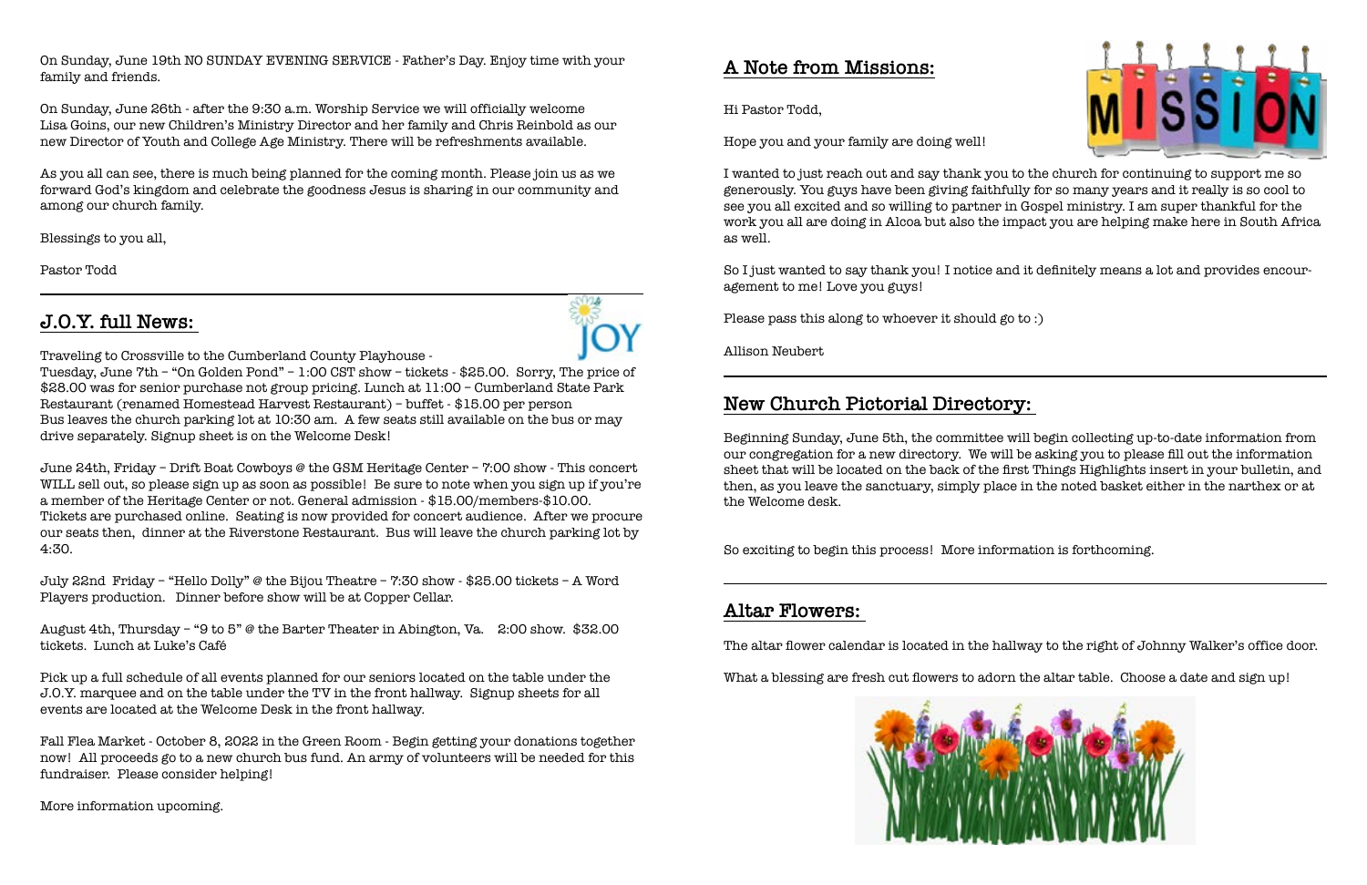On Sunday, June 19th NO SUNDAY EVENING SERVICE - Father's Day. Enjoy time with your family and friends.

On Sunday, June 26th - after the 9:30 a.m. Worship Service we will officially welcome Lisa Goins, our new Children's Ministry Director and her family and Chris Reinbold as our new Director of Youth and College Age Ministry. There will be refreshments available.

As you all can see, there is much being planned for the coming month. Please join us as we forward God's kingdom and celebrate the goodness Jesus is sharing in our community and among our church family.

Blessings to you all,

Pastor Todd

## J.O.Y. full News:

Traveling to Crossville to the Cumberland County Playhouse - Tuesday, June 7th – "On Golden Pond" – 1:00 CST show – tickets - $25.00. Sorry, The price of $28.00 was for senior purchase not group pricing. Lunch at 11:00 – Cumberland State Park Restaurant (renamed Homestead Harvest Restaurant) – buffet - $15.00 per person Bus leaves the church parking lot at 10:30 am. A few seats still available on the bus or may drive separately. Signup sheet is on the Welcome Desk!

June 24th, Friday – Drift Boat Cowboys @ the GSM Heritage Center – 7:00 show - This concert WILL sell out, so please sign up as soon as possible! Be sure to note when you sign up if you're a member of the Heritage Center or not. General admission - $15.00/members-$10.00. Tickets are purchased online. Seating is now provided for concert audience. After we procure our seats then, dinner at the Riverstone Restaurant. Bus will leave the church parking lot by 4:30.

July 22nd Friday – "Hello Dolly" @ the Bijou Theatre – 7:30 show - $25.00 tickets – A Word Players production. Dinner before show will be at Copper Cellar.

August 4th, Thursday – "9 to 5" @ the Barter Theater in Abington, Va. 2:00 show. $32.00 tickets. Lunch at Luke's Café

Pick up a full schedule of all events planned for our seniors located on the table under the J.O.Y. marquee and on the table under the TV in the front hallway. Signup sheets for all events are located at the Welcome Desk in the front hallway.

Fall Flea Market - October 8, 2022 in the Green Room - Begin getting your donations together now! All proceeds go to a new church bus fund. An army of volunteers will be needed for this fundraiser. Please consider helping!

More information upcoming.

## A Note from Missions:

Hi Pastor Todd,

Hope you and your family are doing well!

I wanted to just reach out and say thank you to the church for continuing to support me so generously. You guys have been giving faithfully for so many years and it really is so cool to see you all excited and so willing to partner in Gospel ministry. I am super thankful for the work you all are doing in Alcoa but also the impact you are helping make here in South Africa as well.

So I just wanted to say thank you! I notice and it definitely means a lot and provides encouragement to me! Love you guys!

Please pass this along to whoever it should go to :)

Allison Neubert

## New Church Pictorial Directory:

Beginning Sunday, June 5th, the committee will begin collecting up-to-date information from our congregation for a new directory. We will be asking you to please fill out the information sheet that will be located on the back of the first Things Highlights insert in your bulletin, and then, as you leave the sanctuary, simply place in the noted basket either in the narthex or at the Welcome desk.

So exciting to begin this process! More information is forthcoming.

## Altar Flowers:

The altar flower calendar is located in the hallway to the right of Johnny Walker's office door.

What a blessing are fresh cut flowers to adorn the altar table. Choose a date and sign up!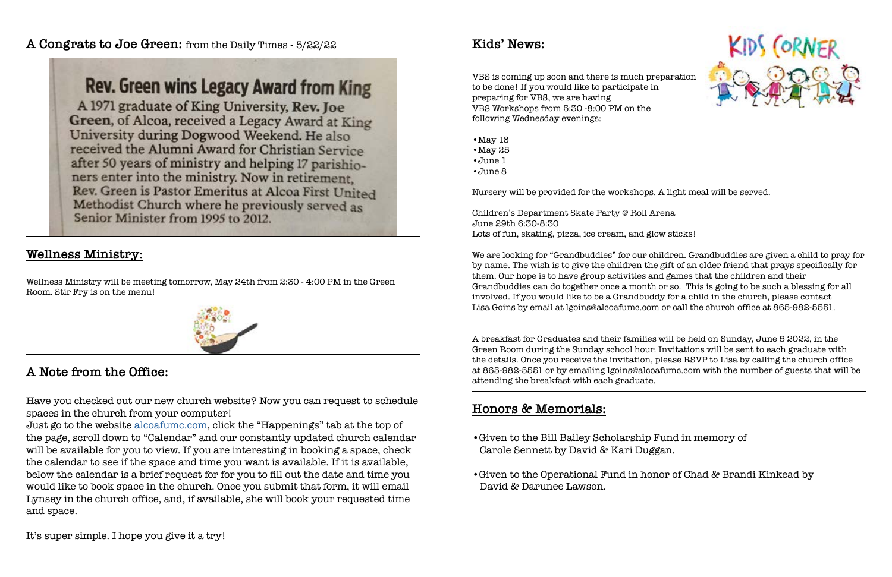## A Congrats to Joe Green: from the Daily Times - 5/22/22

### Rev. Green wins Legacy Award from King

A 1971 graduate of King University, **Rev. Joe Green**, of Alcoa, received a Legacy Award at King University during Dogwood Weekend. He also received the Alumni Award for Christian Service after 50 years of ministry and helping 17 parishioners enter into the ministry. Now in retirement, Rev. Green is Pastor Emeritus at Alcoa First United Methodist Church where he previously served as Senior Minister from 1995 to 2012.

## Wellness Ministry:

Wellness Ministry will be meeting tomorrow, May 24th from 2:30 - 4:00 PM in the Green Room. Stir Fry is on the menu!

## A Note from the Office:

Have you checked out our new church website? Now you can request to schedule spaces in the church from your computer!

Just go to the website alcoafumc.com, click the "Happenings" tab at the top of the page, scroll down to "Calendar" and our constantly updated church calendar will be available for you to view. If you are interesting in booking a space, check the calendar to see if the space and time you want is available. If it is available, below the calendar is a brief request for for you to fill out the date and time you would like to book space in the church. Once you submit that form, it will email Lynsey in the church office, and, if available, she will book your requested time and space.

It's super simple. I hope you give it a try!

## Kids' News:

KIDS CORNER

VBS is coming up soon and there is much preparation to be done! If you would like to participate in preparing for VBS, we are having VBS Workshops from 5:30 -8:00 PM on the following Wednesday evenings:

- May 18
- May 25
- June 1
- June 8

Nursery will be provided for the workshops. A light meal will be served.

Children's Department Skate Party @ Roll Arena
June 29th 6:30-8:30
Lots of fun, skating, pizza, ice cream, and glow sticks!

We are looking for "Grandbuddies" for our children. Grandbuddies are given a child to pray for by name. The wish is to give the children the gift of an older friend that prays specifically for them. Our hope is to have group activities and games that the children and their Grandbuddies can do together once a month or so. This is going to be such a blessing for all involved. If you would like to be a Grandbuddy for a child in the church, please contact Lisa Goins by email at lgoins@alcoafumc.com or call the church office at 865-982-5551.

A breakfast for Graduates and their families will be held on Sunday, June 5 2022, in the Green Room during the Sunday school hour. Invitations will be sent to each graduate with the details. Once you receive the invitation, please RSVP to Lisa by calling the church office at 865-982-5551 or by emailing lgoins@alcoafumc.com with the number of guests that will be attending the breakfast with each graduate.

## Honors & Memorials:

- Given to the Bill Bailey Scholarship Fund in memory of Carole Sennett by David & Kari Duggan.
- Given to the Operational Fund in honor of Chad & Brandi Kinkead by David & Darunee Lawson.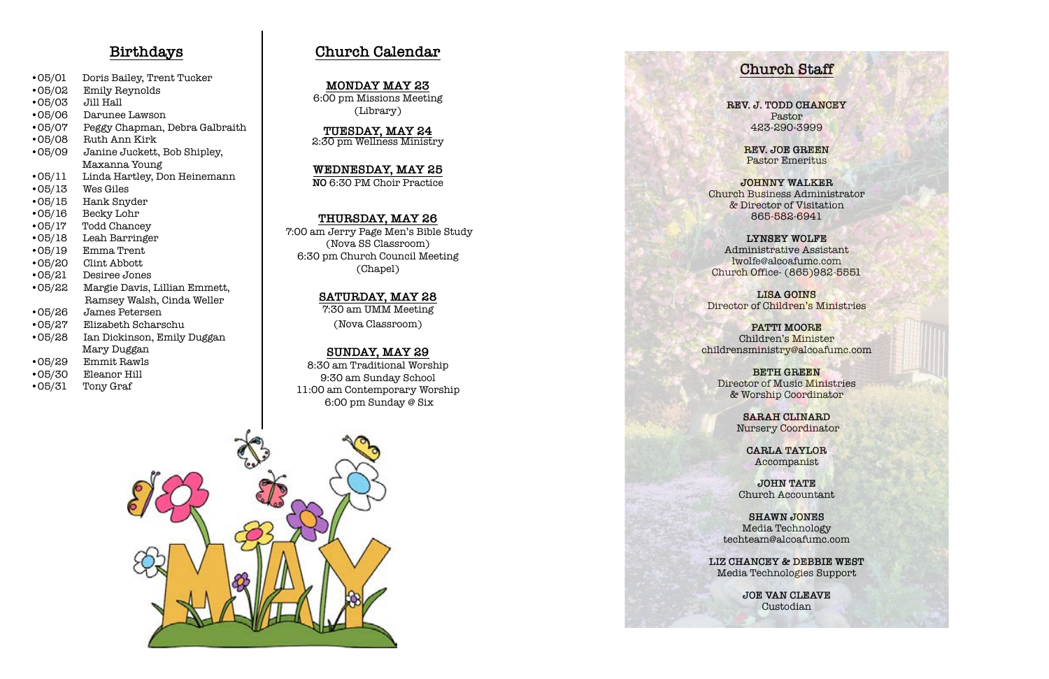## Birthdays

- 05/01 Doris Bailey, Trent Tucker
- 05/02 Emily Reynolds
- 05/03 Jill Hall
- 05/06 Darunee Lawson
- 05/07 Peggy Chapman, Debra Galbraith
- 05/08 Ruth Ann Kirk
- 05/09 Janine Juckett, Bob Shipley, Maxanna Young
- 05/11 Linda Hartley, Don Heinemann
- 05/13 Wes Giles
- 05/15 Hank Snyder
- 05/16 Becky Lohr
- 05/17 Todd Chancey
- 05/18 Leah Barringer
- 05/19 Emma Trent
- 05/20 Clint Abbott
- 05/21 Desiree Jones
- 05/22 Margie Davis, Lillian Emmett, Ramsey Walsh, Cinda Weller
- 05/26 James Petersen
- 05/27 Elizabeth Scharschu
- 05/28 Ian Dickinson, Emily Duggan Mary Duggan
- 05/29 Emmit Rawls
- 05/30 Eleanor Hill
- 05/31 Tony Graf

## Church Calendar

**MONDAY MAY 23**
6:00 pm Missions Meeting
(Library)

**TUESDAY, MAY 24**
2:30 pm Wellness Ministry

**WEDNESDAY, MAY 25**
**NO** 6:30 PM Choir Practice

**THURSDAY, MAY 26**
7:00 am Jerry Page Men's Bible Study
(Nova SS Classroom)
6:30 pm Church Council Meeting
(Chapel)

**SATURDAY, MAY 28**
7:30 am UMM Meeting
(Nova Classroom)

**SUNDAY, MAY 29**
8:30 am Traditional Worship
9:30 am Sunday School
11:00 am Contemporary Worship
6:00 pm Sunday @ Six

## Church Staff

**REV. J. TODD CHANCEY**
Pastor
423-290-3999

**REV. JOE GREEN**
Pastor Emeritus

**JOHNNY WALKER**
Church Business Administrator
& Director of Visitation
865-582-6941

**LYNSEY WOLFE**
Administrative Assistant
lwolfe@alcoafumc.com
Church Office- (865)982-5551

**LISA GOINS**
Director of Children's Ministries

**PATTI MOORE**
Children's Minister
childrensministry@alcoafumc.com

**BETH GREEN**
Director of Music Ministries
& Worship Coordinator

**SARAH CLINARD**
Nursery Coordinator

**CARLA TAYLOR**
Accompanist

**JOHN TATE**
Church Accountant

**SHAWN JONES**
Media Technology
techteam@alcoafumc.com

**LIZ CHANCEY & DEBBIE WEST**
Media Technologies Support

**JOE VAN CLEAVE**
Custodian